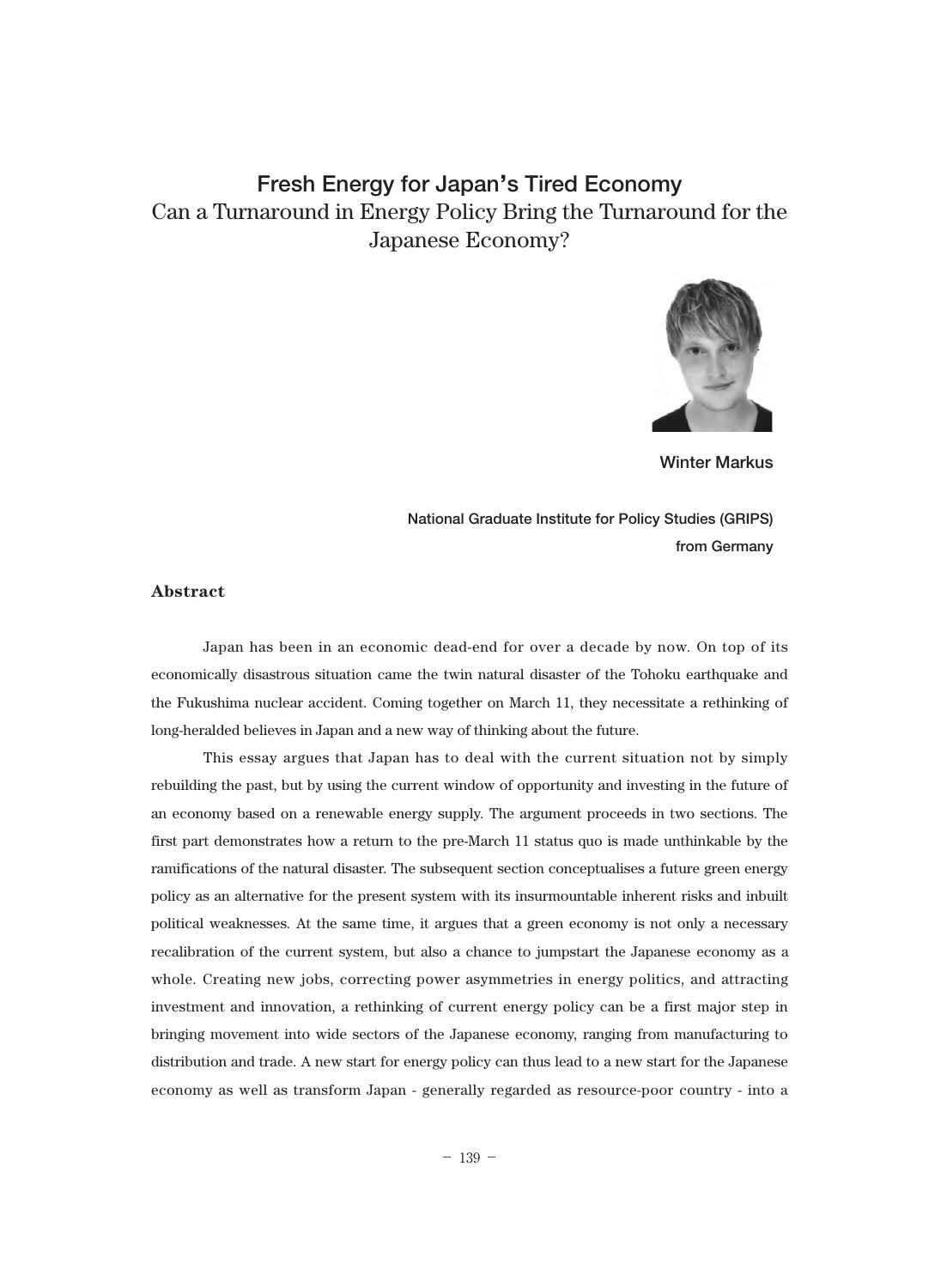# Fresh Energy for Japan's Tired Economy

## Can a Turnaround in Energy Policy Bring the Turnaround for the Japanese Economy?

**Winter Markus**

**National Graduate Institute for Policy Studies (GRIPS)**
**from Germany**

### Abstract

Japan has been in an economic dead-end for over a decade by now. On top of its economically disastrous situation came the twin natural disaster of the Tohoku earthquake and the Fukushima nuclear accident. Coming together on March 11, they necessitate a rethinking of long-heralded believes in Japan and a new way of thinking about the future.

This essay argues that Japan has to deal with the current situation not by simply rebuilding the past, but by using the current window of opportunity and investing in the future of an economy based on a renewable energy supply. The argument proceeds in two sections. The first part demonstrates how a return to the pre-March 11 status quo is made unthinkable by the ramifications of the natural disaster. The subsequent section conceptualises a future green energy policy as an alternative for the present system with its insurmountable inherent risks and inbuilt political weaknesses. At the same time, it argues that a green economy is not only a necessary recalibration of the current system, but also a chance to jumpstart the Japanese economy as a whole. Creating new jobs, correcting power asymmetries in energy politics, and attracting investment and innovation, a rethinking of current energy policy can be a first major step in bringing movement into wide sectors of the Japanese economy, ranging from manufacturing to distribution and trade. A new start for energy policy can thus lead to a new start for the Japanese economy as well as transform Japan - generally regarded as resource-poor country - into a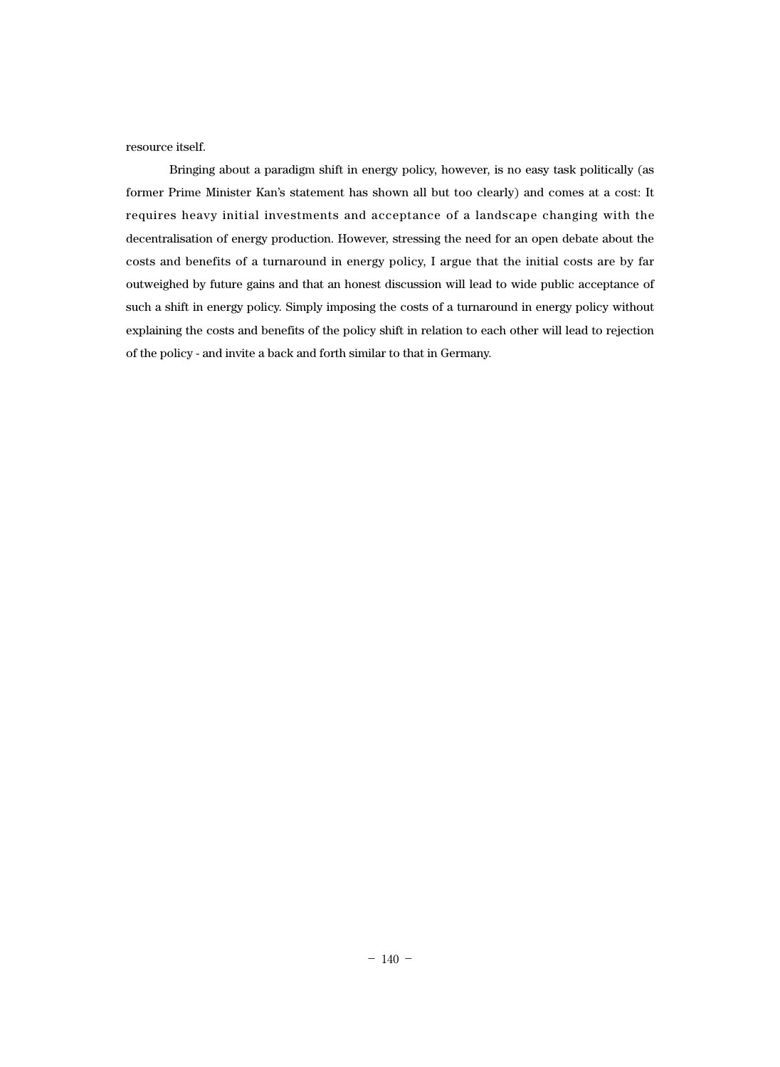resource itself.

Bringing about a paradigm shift in energy policy, however, is no easy task politically (as former Prime Minister Kan's statement has shown all but too clearly) and comes at a cost: It requires heavy initial investments and acceptance of a landscape changing with the decentralisation of energy production. However, stressing the need for an open debate about the costs and benefits of a turnaround in energy policy, I argue that the initial costs are by far outweighed by future gains and that an honest discussion will lead to wide public acceptance of such a shift in energy policy. Simply imposing the costs of a turnaround in energy policy without explaining the costs and benefits of the policy shift in relation to each other will lead to rejection of the policy - and invite a back and forth similar to that in Germany.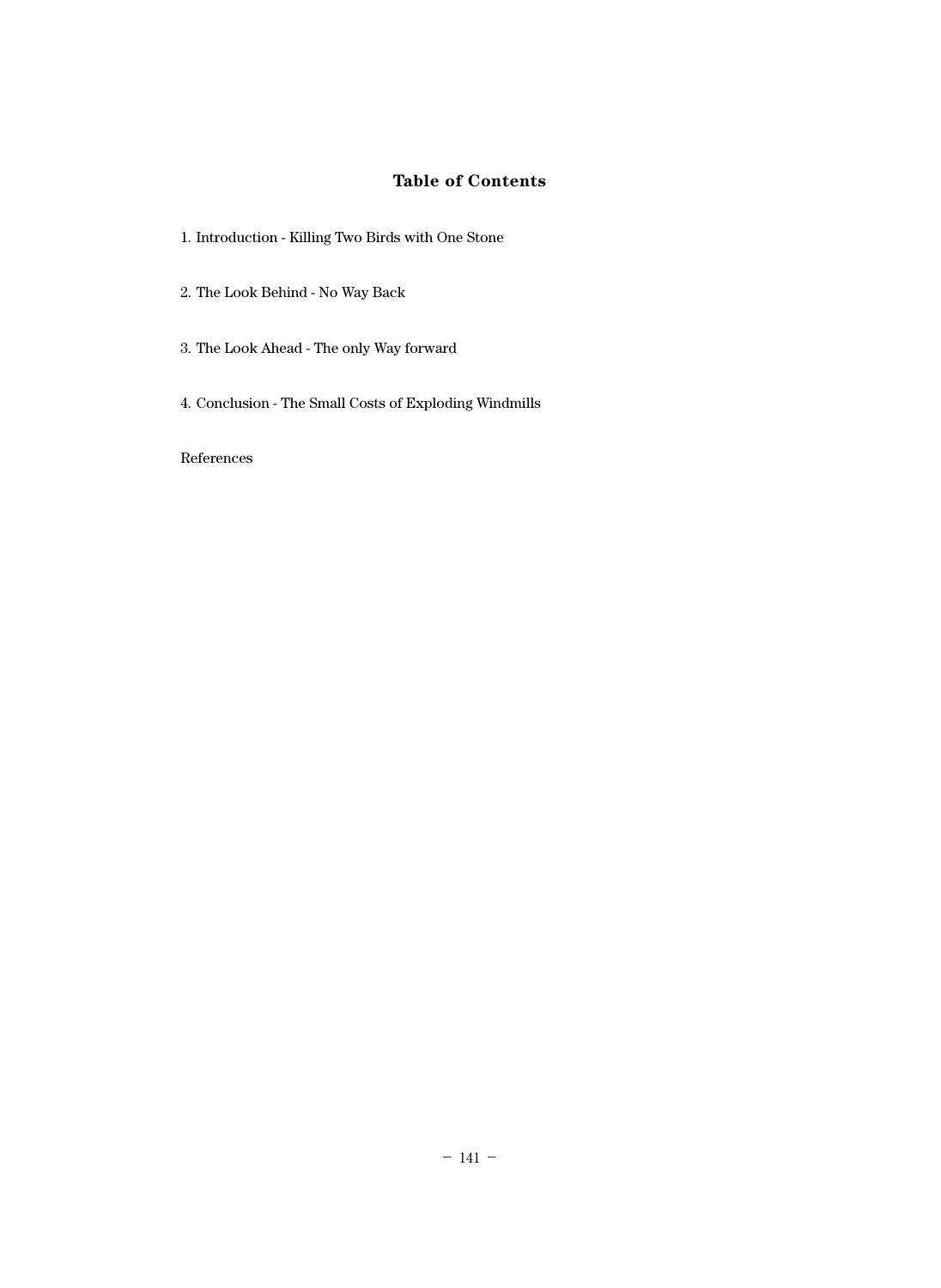## Table of Contents

1. Introduction - Killing Two Birds with One Stone

2. The Look Behind - No Way Back

3. The Look Ahead - The only Way forward

4. Conclusion - The Small Costs of Exploding Windmills

References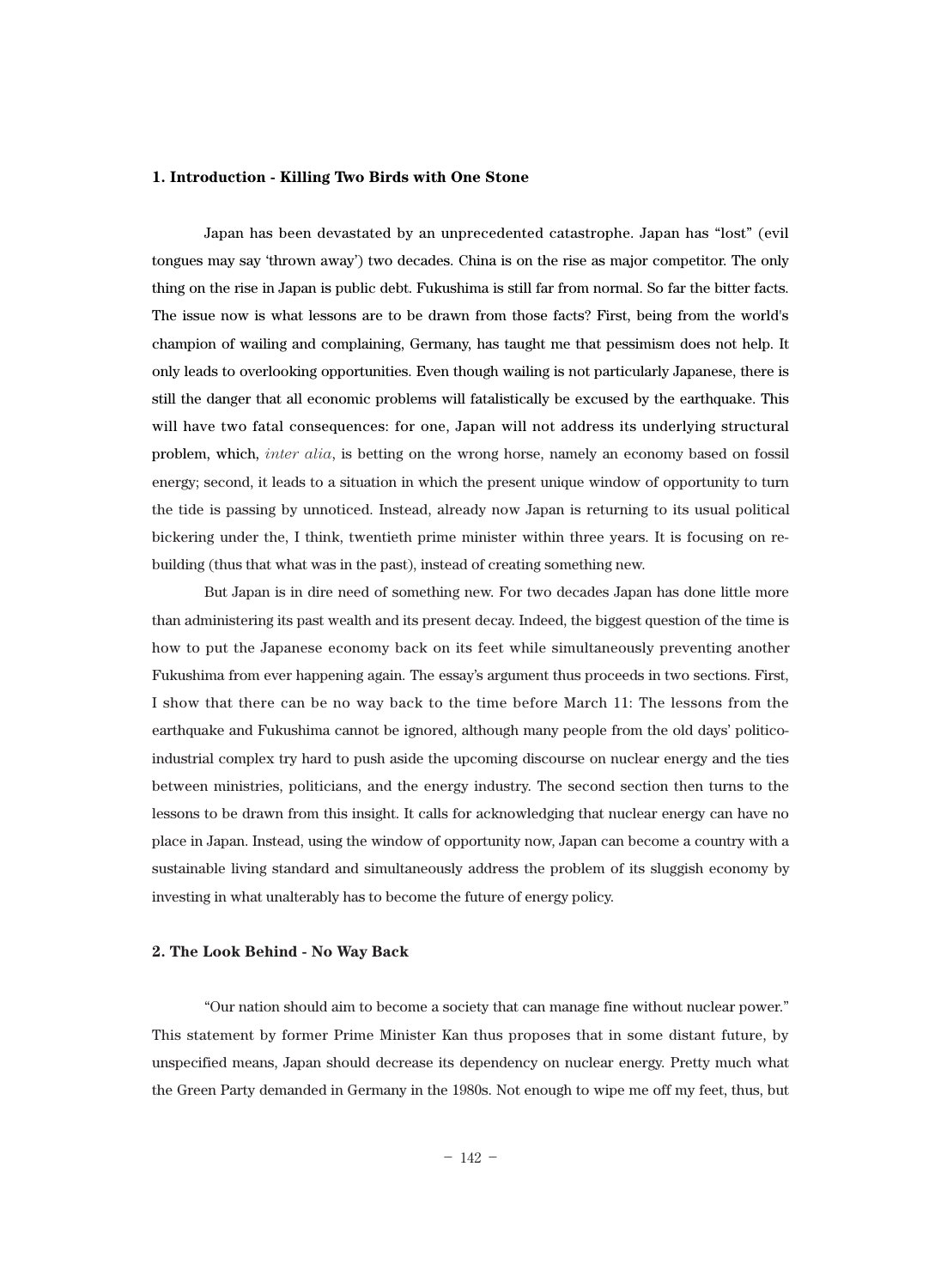### 1. Introduction - Killing Two Birds with One Stone

Japan has been devastated by an unprecedented catastrophe. Japan has “lost” (evil tongues may say ‘thrown away’) two decades. China is on the rise as major competitor. The only thing on the rise in Japan is public debt. Fukushima is still far from normal. So far the bitter facts. The issue now is what lessons are to be drawn from those facts? First, being from the world's champion of wailing and complaining, Germany, has taught me that pessimism does not help. It only leads to overlooking opportunities. Even though wailing is not particularly Japanese, there is still the danger that all economic problems will fatalistically be excused by the earthquake. This will have two fatal consequences: for one, Japan will not address its underlying structural problem, which, *inter alia*, is betting on the wrong horse, namely an economy based on fossil energy; second, it leads to a situation in which the present unique window of opportunity to turn the tide is passing by unnoticed. Instead, already now Japan is returning to its usual political bickering under the, I think, twentieth prime minister within three years. It is focusing on re-building (thus that what was in the past), instead of creating something new.

But Japan is in dire need of something new. For two decades Japan has done little more than administering its past wealth and its present decay. Indeed, the biggest question of the time is how to put the Japanese economy back on its feet while simultaneously preventing another Fukushima from ever happening again. The essay's argument thus proceeds in two sections. First, I show that there can be no way back to the time before March 11: The lessons from the earthquake and Fukushima cannot be ignored, although many people from the old days' politico-industrial complex try hard to push aside the upcoming discourse on nuclear energy and the ties between ministries, politicians, and the energy industry. The second section then turns to the lessons to be drawn from this insight. It calls for acknowledging that nuclear energy can have no place in Japan. Instead, using the window of opportunity now, Japan can become a country with a sustainable living standard and simultaneously address the problem of its sluggish economy by investing in what unalterably has to become the future of energy policy.

### 2. The Look Behind - No Way Back

“Our nation should aim to become a society that can manage fine without nuclear power.” This statement by former Prime Minister Kan thus proposes that in some distant future, by unspecified means, Japan should decrease its dependency on nuclear energy. Pretty much what the Green Party demanded in Germany in the 1980s. Not enough to wipe me off my feet, thus, but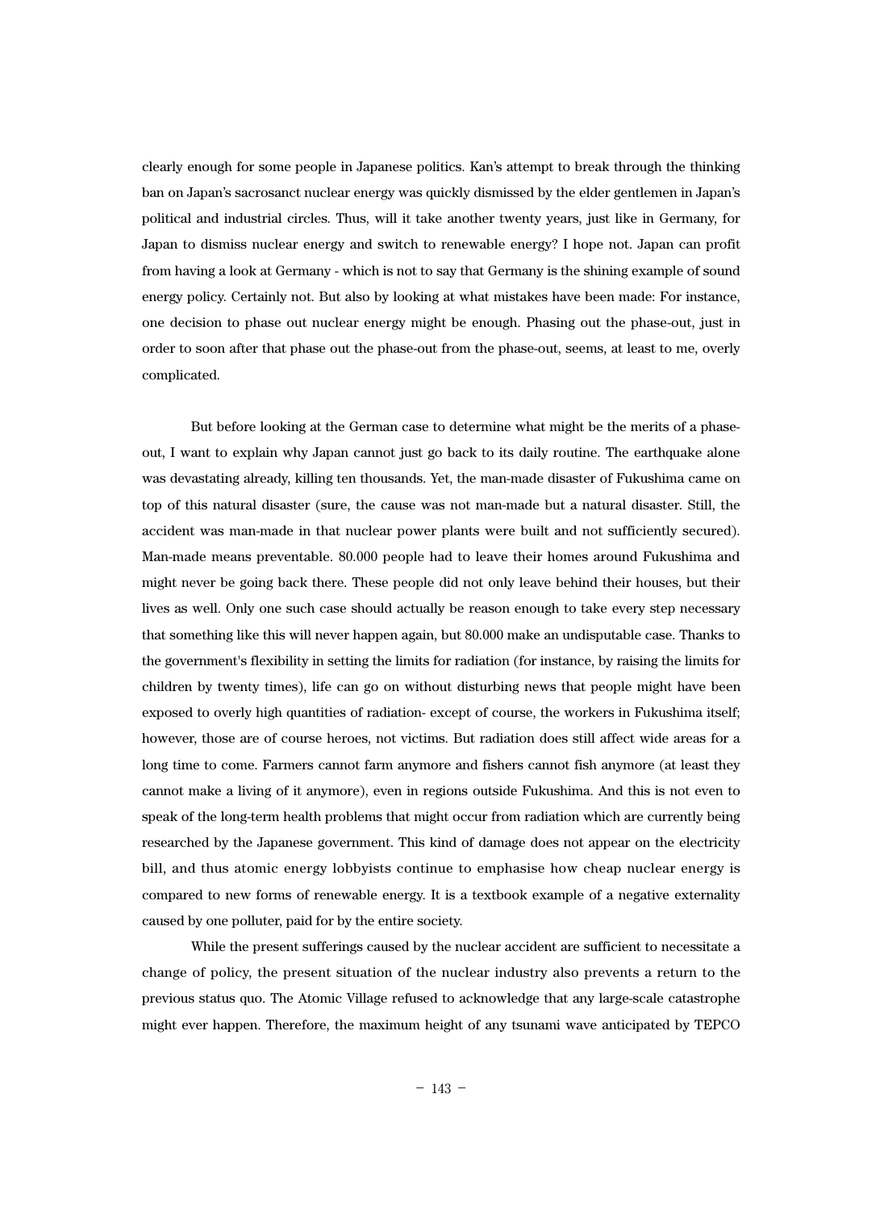clearly enough for some people in Japanese politics. Kan's attempt to break through the thinking ban on Japan's sacrosanct nuclear energy was quickly dismissed by the elder gentlemen in Japan's political and industrial circles. Thus, will it take another twenty years, just like in Germany, for Japan to dismiss nuclear energy and switch to renewable energy? I hope not. Japan can profit from having a look at Germany - which is not to say that Germany is the shining example of sound energy policy. Certainly not. But also by looking at what mistakes have been made: For instance, one decision to phase out nuclear energy might be enough. Phasing out the phase-out, just in order to soon after that phase out the phase-out from the phase-out, seems, at least to me, overly complicated.

But before looking at the German case to determine what might be the merits of a phase-out, I want to explain why Japan cannot just go back to its daily routine. The earthquake alone was devastating already, killing ten thousands. Yet, the man-made disaster of Fukushima came on top of this natural disaster (sure, the cause was not man-made but a natural disaster. Still, the accident was man-made in that nuclear power plants were built and not sufficiently secured). Man-made means preventable. 80.000 people had to leave their homes around Fukushima and might never be going back there. These people did not only leave behind their houses, but their lives as well. Only one such case should actually be reason enough to take every step necessary that something like this will never happen again, but 80.000 make an undisputable case. Thanks to the government's flexibility in setting the limits for radiation (for instance, by raising the limits for children by twenty times), life can go on without disturbing news that people might have been exposed to overly high quantities of radiation- except of course, the workers in Fukushima itself; however, those are of course heroes, not victims. But radiation does still affect wide areas for a long time to come. Farmers cannot farm anymore and fishers cannot fish anymore (at least they cannot make a living of it anymore), even in regions outside Fukushima. And this is not even to speak of the long-term health problems that might occur from radiation which are currently being researched by the Japanese government. This kind of damage does not appear on the electricity bill, and thus atomic energy lobbyists continue to emphasise how cheap nuclear energy is compared to new forms of renewable energy. It is a textbook example of a negative externality caused by one polluter, paid for by the entire society.

While the present sufferings caused by the nuclear accident are sufficient to necessitate a change of policy, the present situation of the nuclear industry also prevents a return to the previous status quo. The Atomic Village refused to acknowledge that any large-scale catastrophe might ever happen. Therefore, the maximum height of any tsunami wave anticipated by TEPCO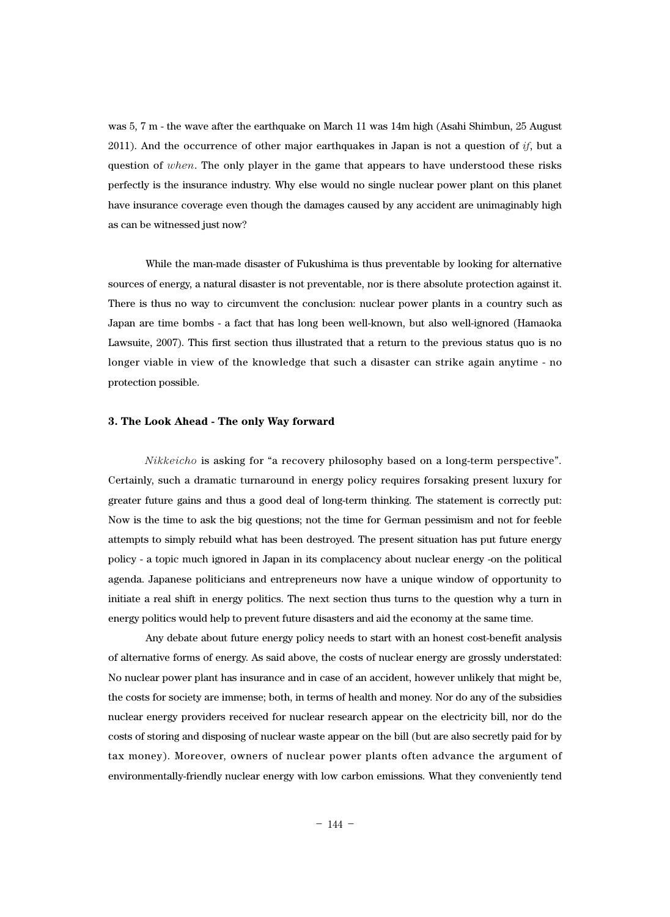was 5, 7 m - the wave after the earthquake on March 11 was 14m high (Asahi Shimbun, 25 August 2011). And the occurrence of other major earthquakes in Japan is not a question of *if*, but a question of *when*. The only player in the game that appears to have understood these risks perfectly is the insurance industry. Why else would no single nuclear power plant on this planet have insurance coverage even though the damages caused by any accident are unimaginably high as can be witnessed just now?

While the man-made disaster of Fukushima is thus preventable by looking for alternative sources of energy, a natural disaster is not preventable, nor is there absolute protection against it. There is thus no way to circumvent the conclusion: nuclear power plants in a country such as Japan are time bombs - a fact that has long been well-known, but also well-ignored (Hamaoka Lawsuite, 2007). This first section thus illustrated that a return to the previous status quo is no longer viable in view of the knowledge that such a disaster can strike again anytime - no protection possible.

### 3. The Look Ahead - The only Way forward

*Nikkeicho* is asking for "a recovery philosophy based on a long-term perspective". Certainly, such a dramatic turnaround in energy policy requires forsaking present luxury for greater future gains and thus a good deal of long-term thinking. The statement is correctly put: Now is the time to ask the big questions; not the time for German pessimism and not for feeble attempts to simply rebuild what has been destroyed. The present situation has put future energy policy - a topic much ignored in Japan in its complacency about nuclear energy -on the political agenda. Japanese politicians and entrepreneurs now have a unique window of opportunity to initiate a real shift in energy politics. The next section thus turns to the question why a turn in energy politics would help to prevent future disasters and aid the economy at the same time.

Any debate about future energy policy needs to start with an honest cost-benefit analysis of alternative forms of energy. As said above, the costs of nuclear energy are grossly understated: No nuclear power plant has insurance and in case of an accident, however unlikely that might be, the costs for society are immense; both, in terms of health and money. Nor do any of the subsidies nuclear energy providers received for nuclear research appear on the electricity bill, nor do the costs of storing and disposing of nuclear waste appear on the bill (but are also secretly paid for by tax money). Moreover, owners of nuclear power plants often advance the argument of environmentally-friendly nuclear energy with low carbon emissions. What they conveniently tend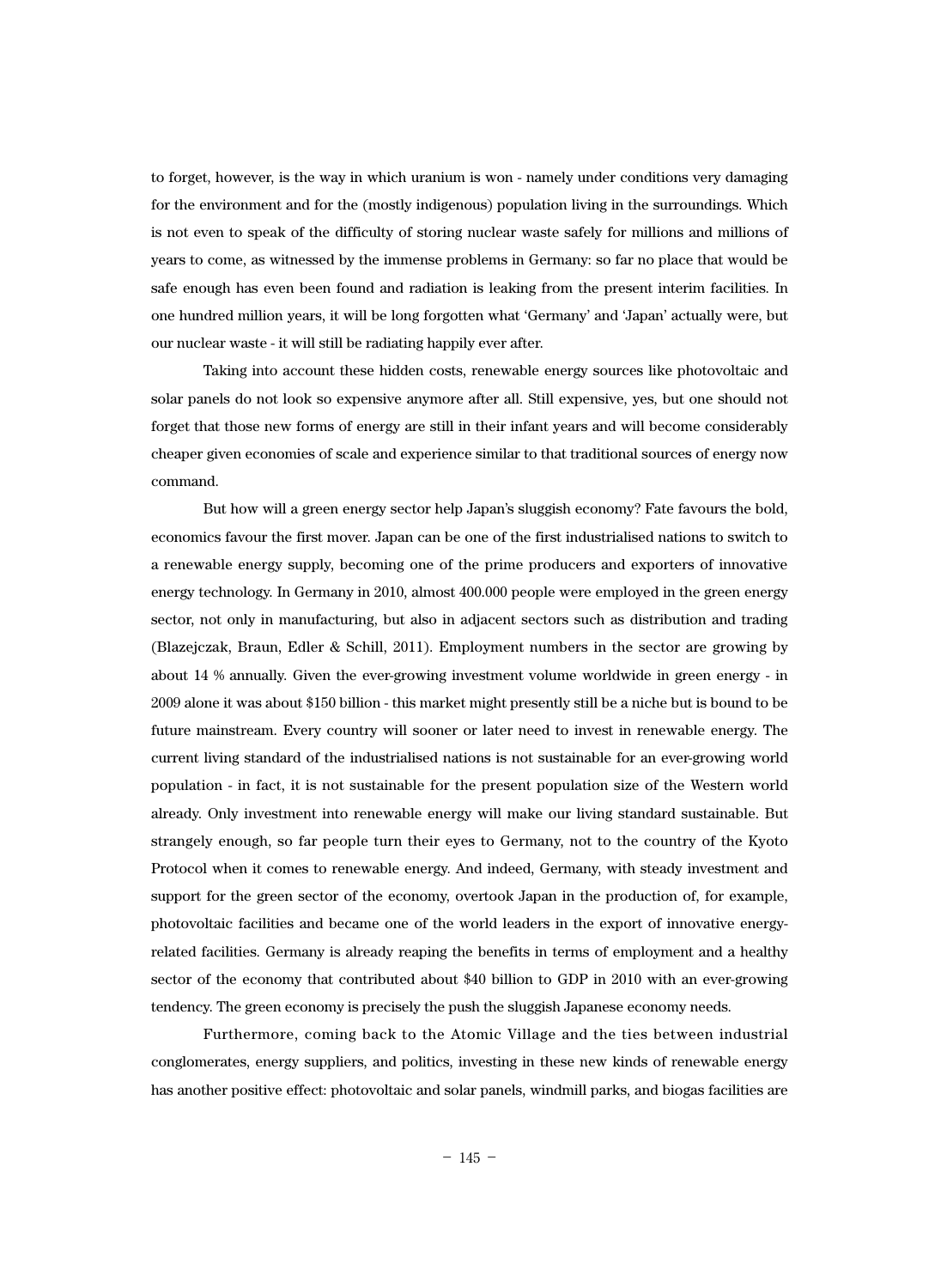to forget, however, is the way in which uranium is won - namely under conditions very damaging for the environment and for the (mostly indigenous) population living in the surroundings. Which is not even to speak of the difficulty of storing nuclear waste safely for millions and millions of years to come, as witnessed by the immense problems in Germany: so far no place that would be safe enough has even been found and radiation is leaking from the present interim facilities. In one hundred million years, it will be long forgotten what 'Germany' and 'Japan' actually were, but our nuclear waste - it will still be radiating happily ever after.

Taking into account these hidden costs, renewable energy sources like photovoltaic and solar panels do not look so expensive anymore after all. Still expensive, yes, but one should not forget that those new forms of energy are still in their infant years and will become considerably cheaper given economies of scale and experience similar to that traditional sources of energy now command.

But how will a green energy sector help Japan's sluggish economy? Fate favours the bold, economics favour the first mover. Japan can be one of the first industrialised nations to switch to a renewable energy supply, becoming one of the prime producers and exporters of innovative energy technology. In Germany in 2010, almost 400.000 people were employed in the green energy sector, not only in manufacturing, but also in adjacent sectors such as distribution and trading (Blazejczak, Braun, Edler & Schill, 2011). Employment numbers in the sector are growing by about 14 % annually. Given the ever-growing investment volume worldwide in green energy - in 2009 alone it was about $150 billion - this market might presently still be a niche but is bound to be future mainstream. Every country will sooner or later need to invest in renewable energy. The current living standard of the industrialised nations is not sustainable for an ever-growing world population - in fact, it is not sustainable for the present population size of the Western world already. Only investment into renewable energy will make our living standard sustainable. But strangely enough, so far people turn their eyes to Germany, not to the country of the Kyoto Protocol when it comes to renewable energy. And indeed, Germany, with steady investment and support for the green sector of the economy, overtook Japan in the production of, for example, photovoltaic facilities and became one of the world leaders in the export of innovative energy-related facilities. Germany is already reaping the benefits in terms of employment and a healthy sector of the economy that contributed about $40 billion to GDP in 2010 with an ever-growing tendency. The green economy is precisely the push the sluggish Japanese economy needs.

Furthermore, coming back to the Atomic Village and the ties between industrial conglomerates, energy suppliers, and politics, investing in these new kinds of renewable energy has another positive effect: photovoltaic and solar panels, windmill parks, and biogas facilities are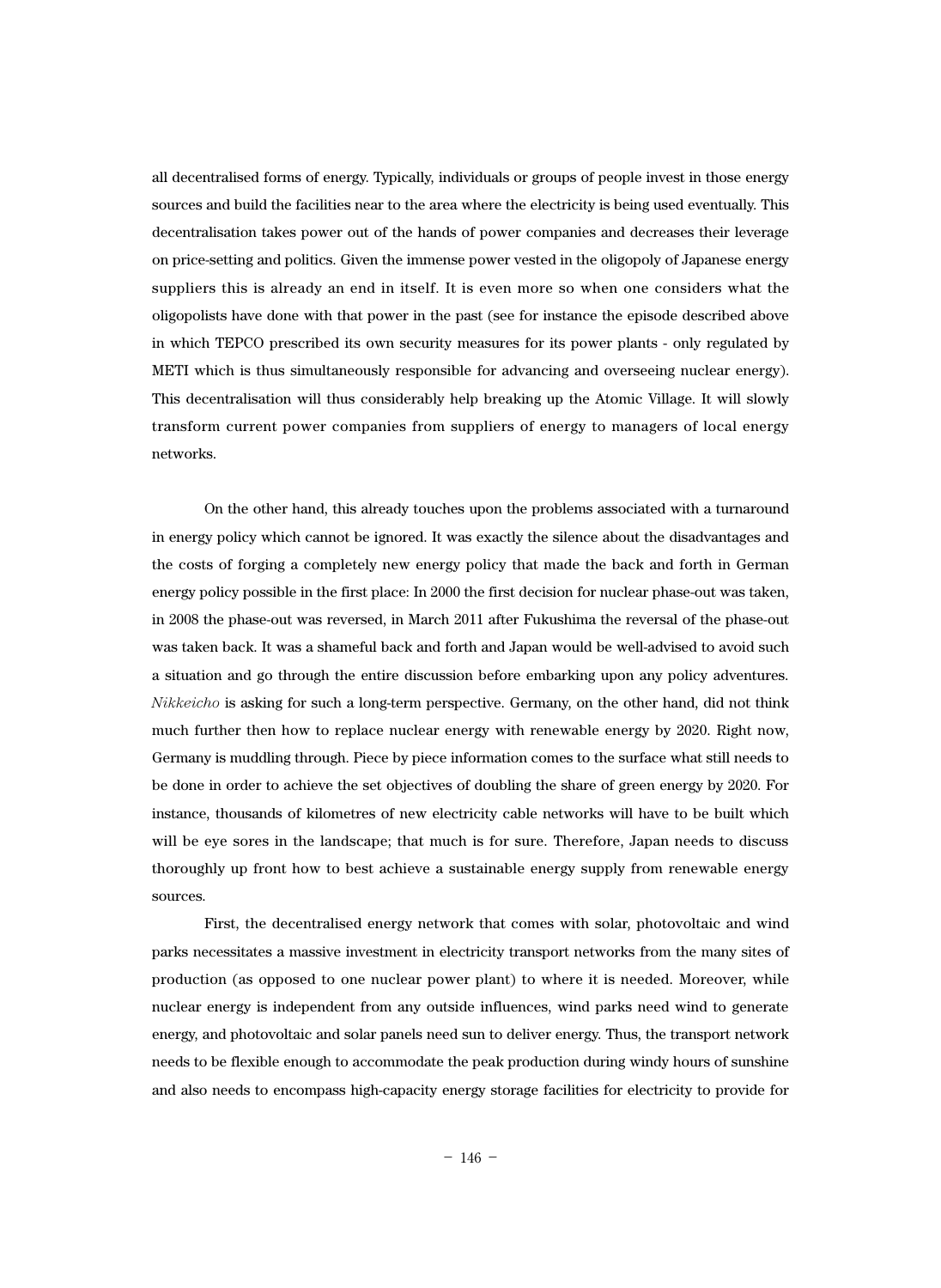all decentralised forms of energy. Typically, individuals or groups of people invest in those energy sources and build the facilities near to the area where the electricity is being used eventually. This decentralisation takes power out of the hands of power companies and decreases their leverage on price-setting and politics. Given the immense power vested in the oligopoly of Japanese energy suppliers this is already an end in itself. It is even more so when one considers what the oligopolists have done with that power in the past (see for instance the episode described above in which TEPCO prescribed its own security measures for its power plants - only regulated by METI which is thus simultaneously responsible for advancing and overseeing nuclear energy). This decentralisation will thus considerably help breaking up the Atomic Village. It will slowly transform current power companies from suppliers of energy to managers of local energy networks.

On the other hand, this already touches upon the problems associated with a turnaround in energy policy which cannot be ignored. It was exactly the silence about the disadvantages and the costs of forging a completely new energy policy that made the back and forth in German energy policy possible in the first place: In 2000 the first decision for nuclear phase-out was taken, in 2008 the phase-out was reversed, in March 2011 after Fukushima the reversal of the phase-out was taken back. It was a shameful back and forth and Japan would be well-advised to avoid such a situation and go through the entire discussion before embarking upon any policy adventures. *Nikkeicho* is asking for such a long-term perspective. Germany, on the other hand, did not think much further then how to replace nuclear energy with renewable energy by 2020. Right now, Germany is muddling through. Piece by piece information comes to the surface what still needs to be done in order to achieve the set objectives of doubling the share of green energy by 2020. For instance, thousands of kilometres of new electricity cable networks will have to be built which will be eye sores in the landscape; that much is for sure. Therefore, Japan needs to discuss thoroughly up front how to best achieve a sustainable energy supply from renewable energy sources.

First, the decentralised energy network that comes with solar, photovoltaic and wind parks necessitates a massive investment in electricity transport networks from the many sites of production (as opposed to one nuclear power plant) to where it is needed. Moreover, while nuclear energy is independent from any outside influences, wind parks need wind to generate energy, and photovoltaic and solar panels need sun to deliver energy. Thus, the transport network needs to be flexible enough to accommodate the peak production during windy hours of sunshine and also needs to encompass high-capacity energy storage facilities for electricity to provide for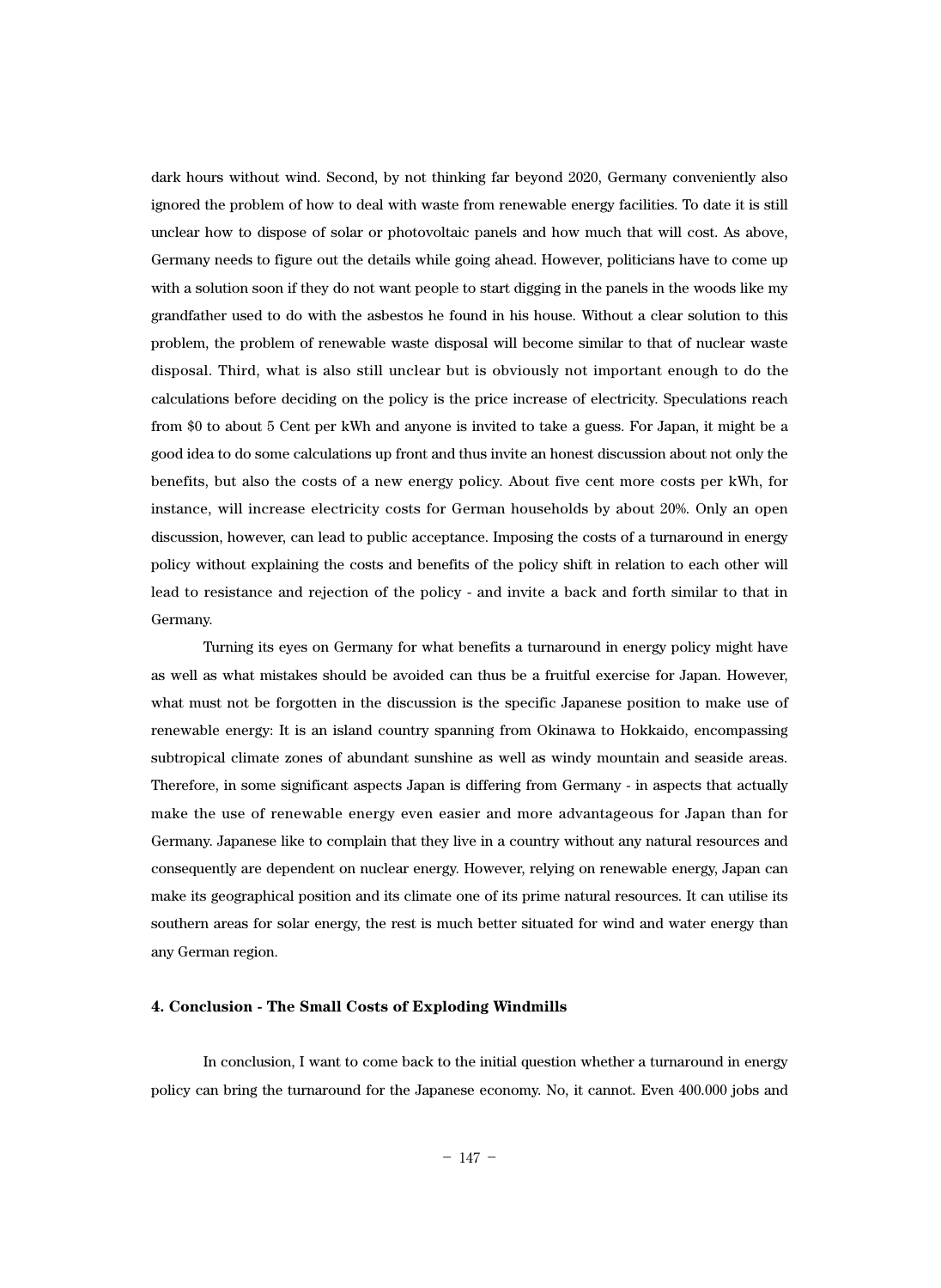dark hours without wind. Second, by not thinking far beyond 2020, Germany conveniently also ignored the problem of how to deal with waste from renewable energy facilities. To date it is still unclear how to dispose of solar or photovoltaic panels and how much that will cost. As above, Germany needs to figure out the details while going ahead. However, politicians have to come up with a solution soon if they do not want people to start digging in the panels in the woods like my grandfather used to do with the asbestos he found in his house. Without a clear solution to this problem, the problem of renewable waste disposal will become similar to that of nuclear waste disposal. Third, what is also still unclear but is obviously not important enough to do the calculations before deciding on the policy is the price increase of electricity. Speculations reach from $0 to about 5 Cent per kWh and anyone is invited to take a guess. For Japan, it might be a good idea to do some calculations up front and thus invite an honest discussion about not only the benefits, but also the costs of a new energy policy. About five cent more costs per kWh, for instance, will increase electricity costs for German households by about 20%. Only an open discussion, however, can lead to public acceptance. Imposing the costs of a turnaround in energy policy without explaining the costs and benefits of the policy shift in relation to each other will lead to resistance and rejection of the policy - and invite a back and forth similar to that in Germany.

Turning its eyes on Germany for what benefits a turnaround in energy policy might have as well as what mistakes should be avoided can thus be a fruitful exercise for Japan. However, what must not be forgotten in the discussion is the specific Japanese position to make use of renewable energy: It is an island country spanning from Okinawa to Hokkaido, encompassing subtropical climate zones of abundant sunshine as well as windy mountain and seaside areas. Therefore, in some significant aspects Japan is differing from Germany - in aspects that actually make the use of renewable energy even easier and more advantageous for Japan than for Germany. Japanese like to complain that they live in a country without any natural resources and consequently are dependent on nuclear energy. However, relying on renewable energy, Japan can make its geographical position and its climate one of its prime natural resources. It can utilise its southern areas for solar energy, the rest is much better situated for wind and water energy than any German region.

## 4. Conclusion - The Small Costs of Exploding Windmills

In conclusion, I want to come back to the initial question whether a turnaround in energy policy can bring the turnaround for the Japanese economy. No, it cannot. Even 400.000 jobs and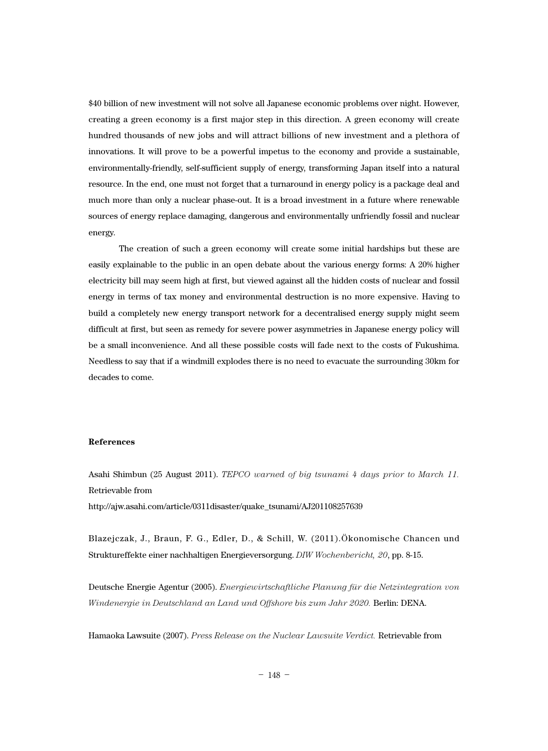$40 billion of new investment will not solve all Japanese economic problems over night. However, creating a green economy is a first major step in this direction. A green economy will create hundred thousands of new jobs and will attract billions of new investment and a plethora of innovations. It will prove to be a powerful impetus to the economy and provide a sustainable, environmentally-friendly, self-sufficient supply of energy, transforming Japan itself into a natural resource. In the end, one must not forget that a turnaround in energy policy is a package deal and much more than only a nuclear phase-out. It is a broad investment in a future where renewable sources of energy replace damaging, dangerous and environmentally unfriendly fossil and nuclear energy.

The creation of such a green economy will create some initial hardships but these are easily explainable to the public in an open debate about the various energy forms: A 20% higher electricity bill may seem high at first, but viewed against all the hidden costs of nuclear and fossil energy in terms of tax money and environmental destruction is no more expensive. Having to build a completely new energy transport network for a decentralised energy supply might seem difficult at first, but seen as remedy for severe power asymmetries in Japanese energy policy will be a small inconvenience. And all these possible costs will fade next to the costs of Fukushima. Needless to say that if a windmill explodes there is no need to evacuate the surrounding 30km for decades to come.

**References**

Asahi Shimbun (25 August 2011). *TEPCO warned of big tsunami 4 days prior to March 11.* Retrievable from
http://ajw.asahi.com/article/0311disaster/quake_tsunami/AJ201108257639

Blazejczak, J., Braun, F. G., Edler, D., & Schill, W. (2011).Ökonomische Chancen und Struktureffekte einer nachhaltigen Energieversorgung. *DIW Wochenbericht, 20*, pp. 8-15.

Deutsche Energie Agentur (2005). *Energiewirtschaftliche Planung für die Netzintegration von Windenergie in Deutschland an Land und Offshore bis zum Jahr 2020.* Berlin: DENA.

Hamaoka Lawsuite (2007). *Press Release on the Nuclear Lawsuite Verdict.* Retrievable from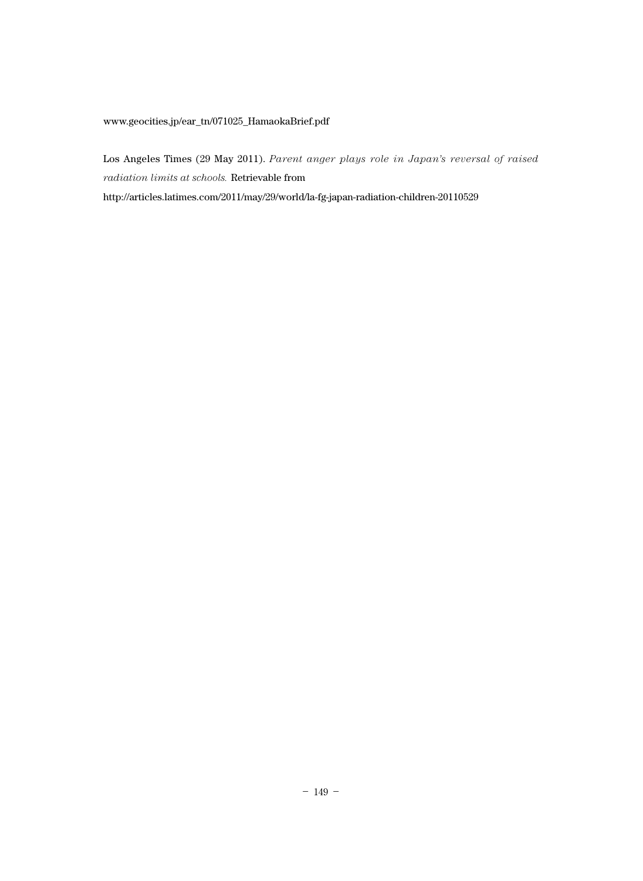www.geocities.jp/ear_tn/071025_HamaokaBrief.pdf

Los Angeles Times (29 May 2011). *Parent anger plays role in Japan's reversal of raised radiation limits at schools.* Retrievable from

http://articles.latimes.com/2011/may/29/world/la-fg-japan-radiation-children-20110529